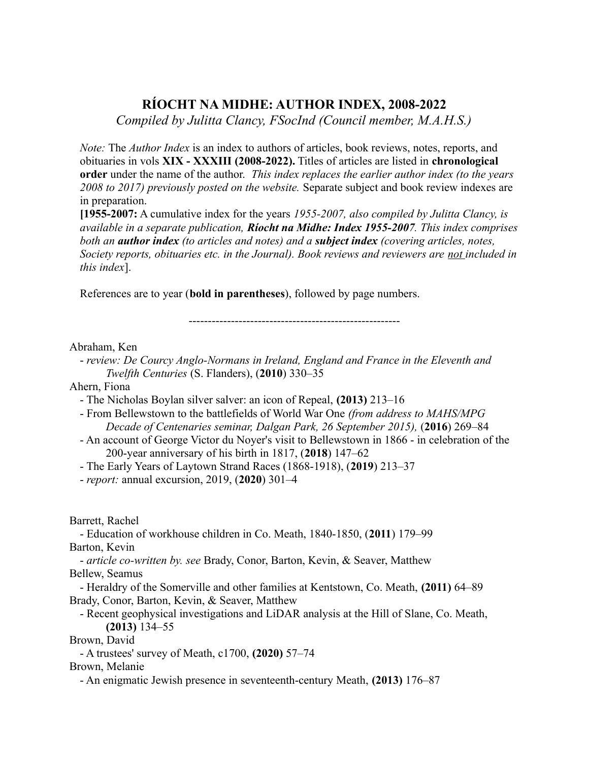# RÍOCHT NA MIDHE: AUTHOR INDEX, 2008-2022

*Compiled by Julitta Clancy, FSocInd (Council member, M.A.H.S.)*

*Note:* The *Author Index* is an index to authors of articles, book reviews, notes, reports, and obituaries in vols **XIX - XXXIII (2008-2022).** Titles of articles are listed in **chronological order** under the name of the author. *This index replaces the earlier author index (to the years 2008 to 2017) previously posted on the website.* Separate subject and book review indexes are in preparation.

**[1955-2007:** A cumulative index for the years *1955-2007, also compiled by Julitta Clancy, is available in a separate publication,* ***Ríocht na Midhe: Index 1955-2007****. This index comprises both an* ***author index*** *(to articles and notes) and a* ***subject index*** *(covering articles, notes, Society reports, obituaries etc. in the Journal). Book reviews and reviewers are* <u>not</u> *included in this index*].

References are to year (**bold in parentheses**), followed by page numbers.

-------------------------------------------------------

Abraham, Ken
- *review: De Courcy Anglo-Normans in Ireland, England and France in the Eleventh and Twelfth Centuries* (S. Flanders), (**2010**) 330–35

Ahern, Fiona
- The Nicholas Boylan silver salver: an icon of Repeal, **(2013)** 213–16
- From Bellewstown to the battlefields of World War One *(from address to MAHS/MPG Decade of Centenaries seminar, Dalgan Park, 26 September 2015),* (**2016**) 269–84
- An account of George Victor du Noyer's visit to Bellewstown in 1866 - in celebration of the 200-year anniversary of his birth in 1817, (**2018**) 147–62
- The Early Years of Laytown Strand Races (1868-1918), (**2019**) 213–37
- *report:* annual excursion, 2019, (**2020**) 301–4

Barrett, Rachel
- Education of workhouse children in Co. Meath, 1840-1850, (**2011**) 179–99

Barton, Kevin
- *article co-written by. see* Brady, Conor, Barton, Kevin, & Seaver, Matthew

Bellew, Seamus
- Heraldry of the Somerville and other families at Kentstown, Co. Meath, **(2011)** 64–89

Brady, Conor, Barton, Kevin, & Seaver, Matthew
- Recent geophysical investigations and LiDAR analysis at the Hill of Slane, Co. Meath, **(2013)** 134–55

Brown, David
- A trustees' survey of Meath, c1700, **(2020)** 57–74

Brown, Melanie
- An enigmatic Jewish presence in seventeenth-century Meath, **(2013)** 176–87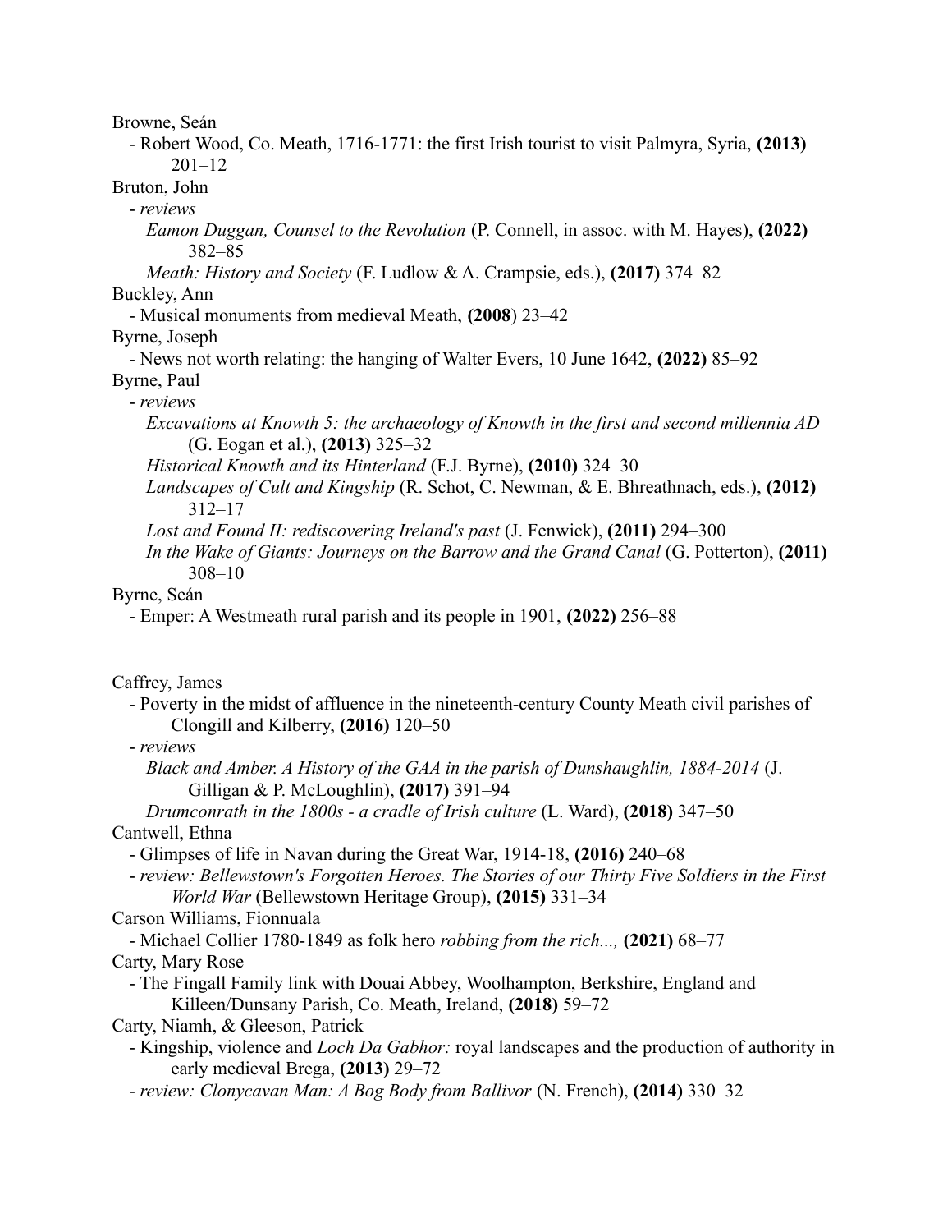Browne, Seán

- Robert Wood, Co. Meath, 1716-1771: the first Irish tourist to visit Palmyra, Syria, **(2013)** 201–12

Bruton, John

- *reviews*
  - *Eamon Duggan, Counsel to the Revolution* (P. Connell, in assoc. with M. Hayes), **(2022)** 382–85
  - *Meath: History and Society* (F. Ludlow & A. Crampsie, eds.), **(2017)** 374–82

Buckley, Ann

- Musical monuments from medieval Meath, **(2008**) 23–42

Byrne, Joseph

- News not worth relating: the hanging of Walter Evers, 10 June 1642, **(2022)** 85–92

Byrne, Paul

- *reviews*
  - *Excavations at Knowth 5: the archaeology of Knowth in the first and second millennia AD* (G. Eogan et al.), **(2013)** 325–32
  - *Historical Knowth and its Hinterland* (F.J. Byrne), **(2010)** 324–30
  - *Landscapes of Cult and Kingship* (R. Schot, C. Newman, & E. Bhreathnach, eds.), **(2012)** 312–17
  - *Lost and Found II: rediscovering Ireland's past* (J. Fenwick), **(2011)** 294–300
  - *In the Wake of Giants: Journeys on the Barrow and the Grand Canal* (G. Potterton), **(2011)** 308–10

Byrne, Seán

- Emper: A Westmeath rural parish and its people in 1901, **(2022)** 256–88

Caffrey, James

- Poverty in the midst of affluence in the nineteenth-century County Meath civil parishes of Clongill and Kilberry, **(2016)** 120–50
- *reviews*
  - *Black and Amber. A History of the GAA in the parish of Dunshaughlin, 1884-2014* (J. Gilligan & P. McLoughlin), **(2017)** 391–94
  - *Drumconrath in the 1800s - a cradle of Irish culture* (L. Ward), **(2018)** 347–50

Cantwell, Ethna

- Glimpses of life in Navan during the Great War, 1914-18, **(2016)** 240–68
- *review: Bellewstown's Forgotten Heroes. The Stories of our Thirty Five Soldiers in the First World War* (Bellewstown Heritage Group), **(2015)** 331–34

Carson Williams, Fionnuala

- Michael Collier 1780-1849 as folk hero *robbing from the rich...,* **(2021)** 68–77

Carty, Mary Rose

- The Fingall Family link with Douai Abbey, Woolhampton, Berkshire, England and Killeen/Dunsany Parish, Co. Meath, Ireland, **(2018)** 59–72

Carty, Niamh, & Gleeson, Patrick

- Kingship, violence and *Loch Da Gabhor:* royal landscapes and the production of authority in early medieval Brega, **(2013)** 29–72
- *review: Clonycavan Man: A Bog Body from Ballivor* (N. French), **(2014)** 330–32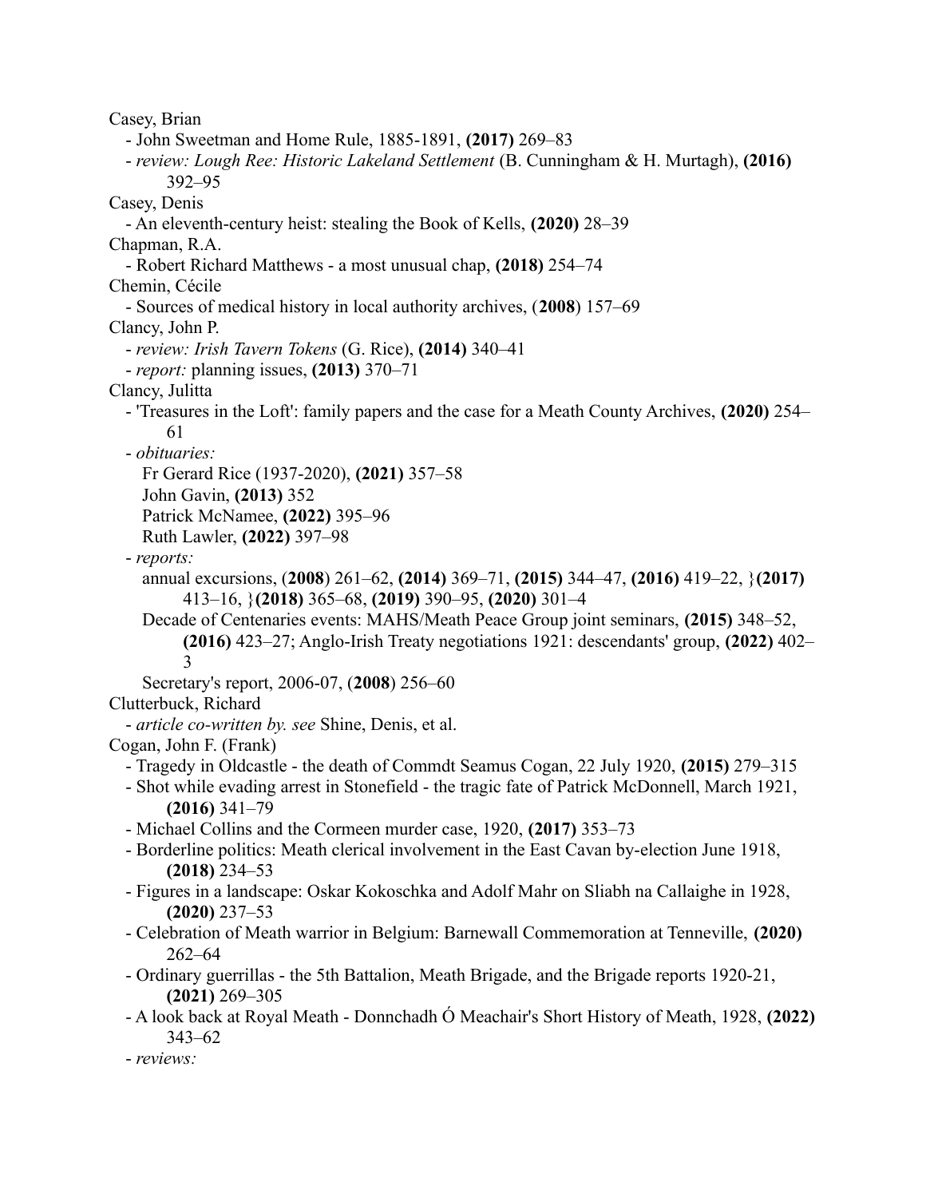Casey, Brian

- John Sweetman and Home Rule, 1885-1891, **(2017)** 269–83
- *review: Lough Ree: Historic Lakeland Settlement* (B. Cunningham & H. Murtagh), **(2016)** 392–95

Casey, Denis

- An eleventh-century heist: stealing the Book of Kells, **(2020)** 28–39

Chapman, R.A.

- Robert Richard Matthews - a most unusual chap, **(2018)** 254–74

Chemin, Cécile

- Sources of medical history in local authority archives, (**2008**) 157–69

Clancy, John P.

- *review: Irish Tavern Tokens* (G. Rice), **(2014)** 340–41
- *report:* planning issues, **(2013)** 370–71

Clancy, Julitta

- 'Treasures in the Loft': family papers and the case for a Meath County Archives, **(2020)** 254–61
- *obituaries:*
  - Fr Gerard Rice (1937-2020), **(2021)** 357–58
  - John Gavin, **(2013)** 352
  - Patrick McNamee, **(2022)** 395–96
  - Ruth Lawler, **(2022)** 397–98
- *reports:*
  - annual excursions, (**2008**) 261–62, **(2014)** 369–71, **(2015)** 344–47, **(2016)** 419–22, }**(2017)** 413–16, }**(2018)** 365–68, **(2019)** 390–95, **(2020)** 301–4
  - Decade of Centenaries events: MAHS/Meath Peace Group joint seminars, **(2015)** 348–52, **(2016)** 423–27; Anglo-Irish Treaty negotiations 1921: descendants' group, **(2022)** 402–3
  - Secretary's report, 2006-07, (**2008**) 256–60

Clutterbuck, Richard

- *article co-written by. see* Shine, Denis, et al.

Cogan, John F. (Frank)

- Tragedy in Oldcastle - the death of Commdt Seamus Cogan, 22 July 1920, **(2015)** 279–315
- Shot while evading arrest in Stonefield - the tragic fate of Patrick McDonnell, March 1921, **(2016)** 341–79
- Michael Collins and the Cormeen murder case, 1920, **(2017)** 353–73
- Borderline politics: Meath clerical involvement in the East Cavan by-election June 1918, **(2018)** 234–53
- Figures in a landscape: Oskar Kokoschka and Adolf Mahr on Sliabh na Callaighe in 1928, **(2020)** 237–53
- Celebration of Meath warrior in Belgium: Barnewall Commemoration at Tenneville, **(2020)** 262–64
- Ordinary guerrillas - the 5th Battalion, Meath Brigade, and the Brigade reports 1920-21, **(2021)** 269–305
- A look back at Royal Meath - Donnchadh Ó Meachair's Short History of Meath, 1928, **(2022)** 343–62
- *reviews:*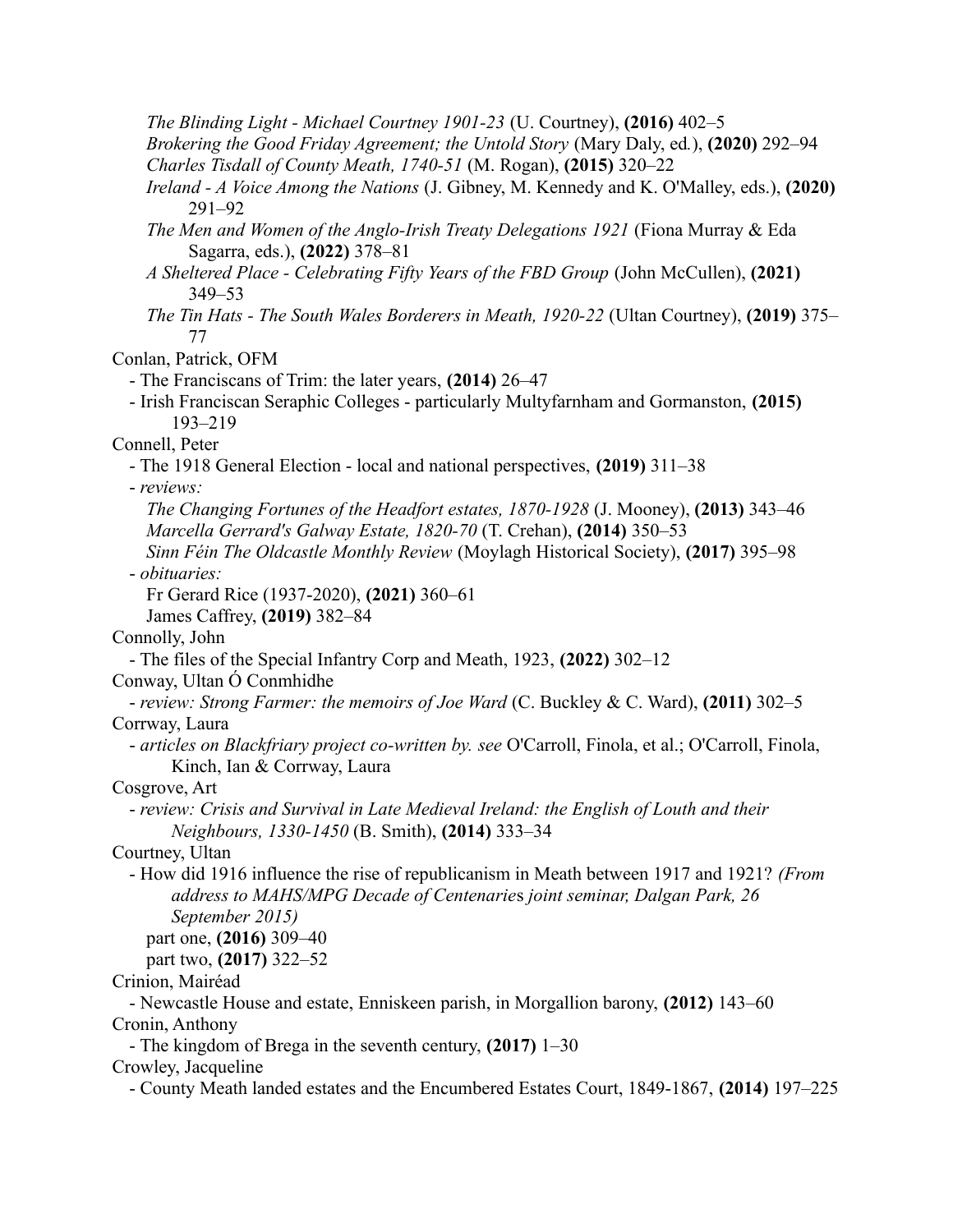*The Blinding Light - Michael Courtney 1901-23* (U. Courtney), **(2016)** 402–5
*Brokering the Good Friday Agreement; the Untold Story* (Mary Daly, ed.), **(2020)** 292–94
*Charles Tisdall of County Meath, 1740-51* (M. Rogan), **(2015)** 320–22
*Ireland - A Voice Among the Nations* (J. Gibney, M. Kennedy and K. O'Malley, eds.), **(2020)** 291–92
*The Men and Women of the Anglo-Irish Treaty Delegations 1921* (Fiona Murray & Eda Sagarra, eds.), **(2022)** 378–81
*A Sheltered Place - Celebrating Fifty Years of the FBD Group* (John McCullen), **(2021)** 349–53
*The Tin Hats - The South Wales Borderers in Meath, 1920-22* (Ultan Courtney), **(2019)** 375–77

Conlan, Patrick, OFM
- The Franciscans of Trim: the later years, **(2014)** 26–47
- Irish Franciscan Seraphic Colleges - particularly Multyfarnham and Gormanston, **(2015)** 193–219

Connell, Peter
- The 1918 General Election - local and national perspectives, **(2019)** 311–38
- *reviews:*
  *The Changing Fortunes of the Headfort estates, 1870-1928* (J. Mooney), **(2013)** 343–46
  *Marcella Gerrard's Galway Estate, 1820-70* (T. Crehan), **(2014)** 350–53
  *Sinn Féin The Oldcastle Monthly Review* (Moylagh Historical Society), **(2017)** 395–98
- *obituaries:*
  Fr Gerard Rice (1937-2020), **(2021)** 360–61
  James Caffrey, **(2019)** 382–84

Connolly, John
- The files of the Special Infantry Corp and Meath, 1923, **(2022)** 302–12

Conway, Ultan Ó Conmhidhe
- *review: Strong Farmer: the memoirs of Joe Ward* (C. Buckley & C. Ward), **(2011)** 302–5

Corrway, Laura
- *articles on Blackfriary project co-written by. see* O'Carroll, Finola, et al.; O'Carroll, Finola, Kinch, Ian & Corrway, Laura

Cosgrove, Art
- *review: Crisis and Survival in Late Medieval Ireland: the English of Louth and their Neighbours, 1330-1450* (B. Smith), **(2014)** 333–34

Courtney, Ultan
- How did 1916 influence the rise of republicanism in Meath between 1917 and 1921? *(From address to MAHS/MPG Decade of Centenaries joint seminar, Dalgan Park, 26 September 2015)*
  part one, **(2016)** 309–40
  part two, **(2017)** 322–52

Crinion, Mairéad
- Newcastle House and estate, Enniskeen parish, in Morgallion barony, **(2012)** 143–60

Cronin, Anthony
- The kingdom of Brega in the seventh century, **(2017)** 1–30

Crowley, Jacqueline
- County Meath landed estates and the Encumbered Estates Court, 1849-1867, **(2014)** 197–225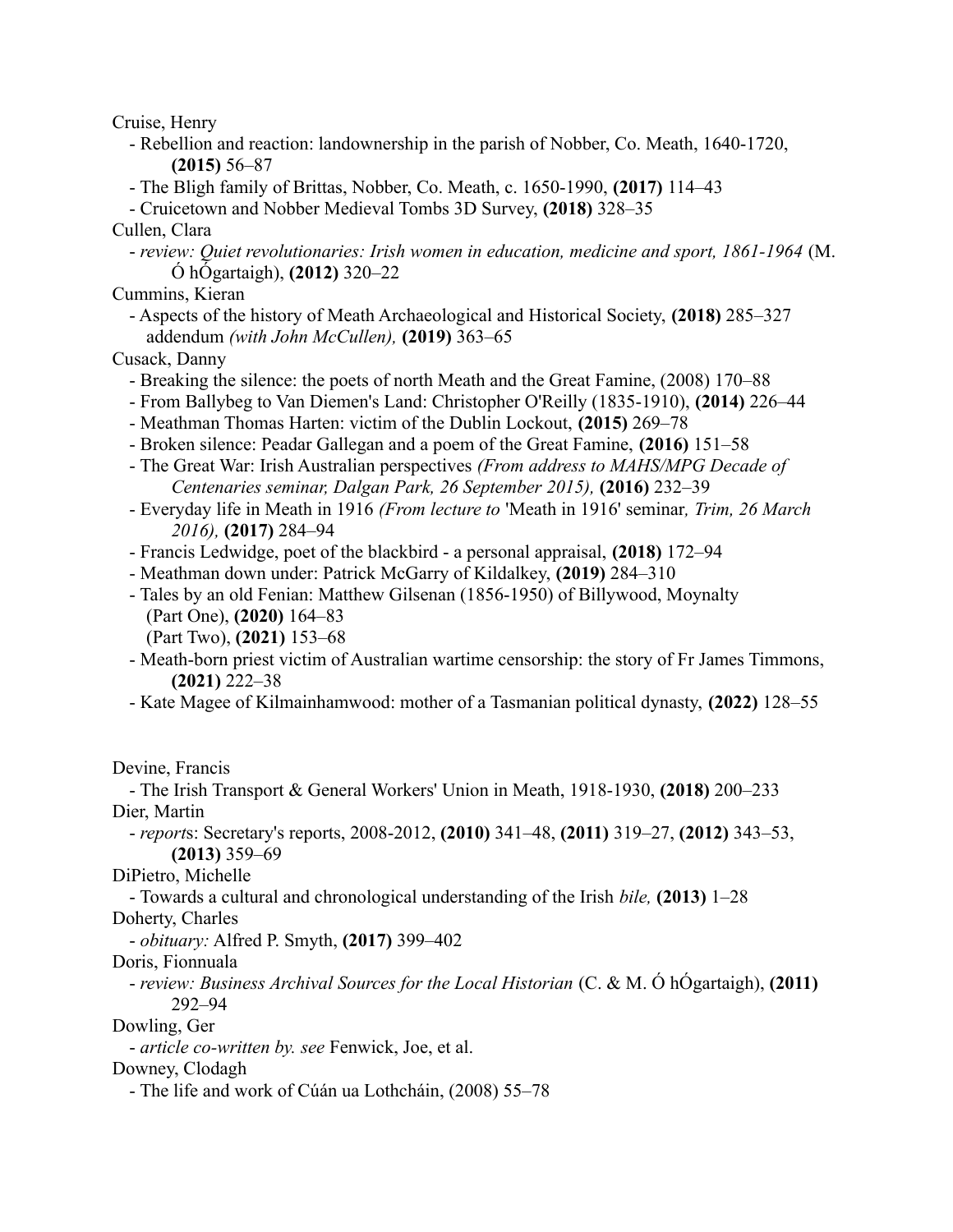Cruise, Henry

- Rebellion and reaction: landownership in the parish of Nobber, Co. Meath, 1640-1720, **(2015)** 56–87
- The Bligh family of Brittas, Nobber, Co. Meath, c. 1650-1990, **(2017)** 114–43
- Cruicetown and Nobber Medieval Tombs 3D Survey, **(2018)** 328–35

Cullen, Clara

- *review: Quiet revolutionaries: Irish women in education, medicine and sport, 1861-1964* (M. Ó hÓgartaigh), **(2012)** 320–22

Cummins, Kieran

- Aspects of the history of Meath Archaeological and Historical Society, **(2018)** 285–327
  addendum *(with John McCullen),* **(2019)** 363–65

Cusack, Danny

- Breaking the silence: the poets of north Meath and the Great Famine, (2008) 170–88
- From Ballybeg to Van Diemen's Land: Christopher O'Reilly (1835-1910), **(2014)** 226–44
- Meathman Thomas Harten: victim of the Dublin Lockout, **(2015)** 269–78
- Broken silence: Peadar Gallegan and a poem of the Great Famine, **(2016)** 151–58
- The Great War: Irish Australian perspectives *(From address to MAHS/MPG Decade of Centenaries seminar, Dalgan Park, 26 September 2015),* **(2016)** 232–39
- Everyday life in Meath in 1916 *(From lecture to* 'Meath in 1916' seminar*, Trim, 26 March 2016),* **(2017)** 284–94
- Francis Ledwidge, poet of the blackbird - a personal appraisal, **(2018)** 172–94
- Meathman down under: Patrick McGarry of Kildalkey, **(2019)** 284–310
- Tales by an old Fenian: Matthew Gilsenan (1856-1950) of Billywood, Moynalty
  (Part One), **(2020)** 164–83
  (Part Two), **(2021)** 153–68
- Meath-born priest victim of Australian wartime censorship: the story of Fr James Timmons, **(2021)** 222–38
- Kate Magee of Kilmainhamwood: mother of a Tasmanian political dynasty, **(2022)** 128–55

Devine, Francis

- The Irish Transport & General Workers' Union in Meath, 1918-1930, **(2018)** 200–233

Dier, Martin

- *report*s: Secretary's reports, 2008-2012, **(2010)** 341–48, **(2011)** 319–27, **(2012)** 343–53, **(2013)** 359–69

DiPietro, Michelle

- Towards a cultural and chronological understanding of the Irish *bile,* **(2013)** 1–28

Doherty, Charles

- *obituary:* Alfred P. Smyth, **(2017)** 399–402

Doris, Fionnuala

- *review: Business Archival Sources for the Local Historian* (C. & M. Ó hÓgartaigh), **(2011)** 292–94

Dowling, Ger

- *article co-written by. see* Fenwick, Joe, et al.

Downey, Clodagh

- The life and work of Cúán ua Lothcháin, (2008) 55–78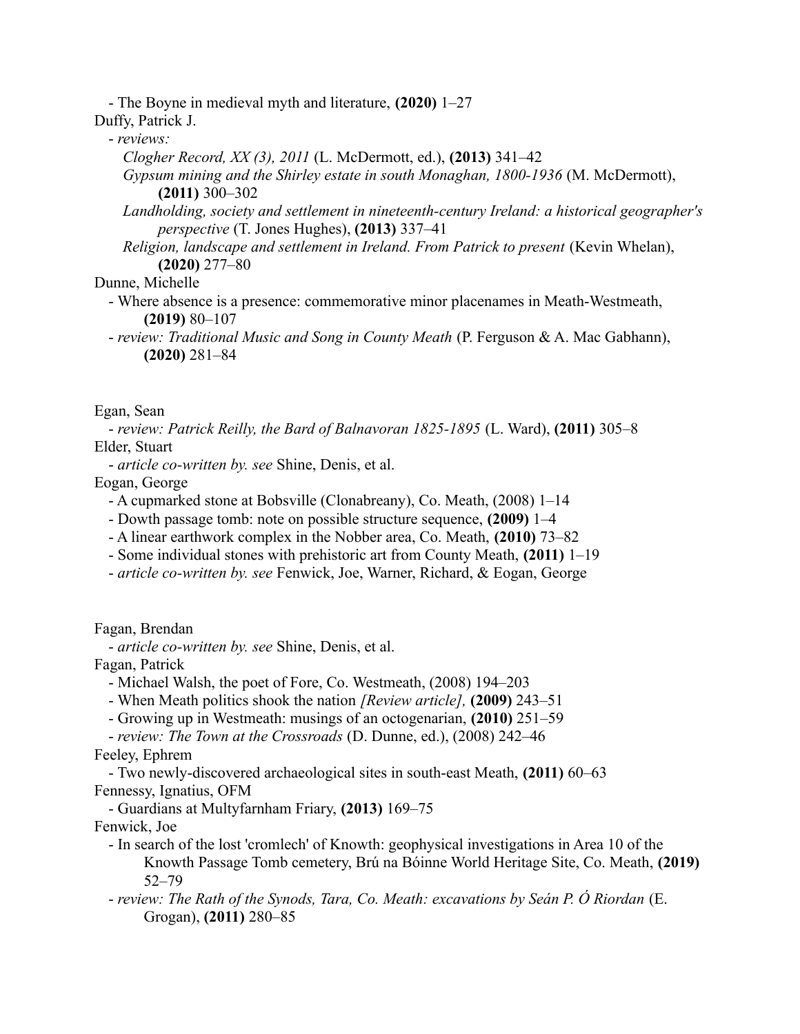- The Boyne in medieval myth and literature, **(2020)** 1–27

Duffy, Patrick J.

- *reviews:*
  - *Clogher Record, XX (3), 2011* (L. McDermott, ed.), **(2013)** 341–42
  - *Gypsum mining and the Shirley estate in south Monaghan, 1800-1936* (M. McDermott), **(2011)** 300–302
  - *Landholding, society and settlement in nineteenth-century Ireland: a historical geographer's perspective* (T. Jones Hughes), **(2013)** 337–41
  - *Religion, landscape and settlement in Ireland. From Patrick to present* (Kevin Whelan), **(2020)** 277–80

Dunne, Michelle

- Where absence is a presence: commemorative minor placenames in Meath-Westmeath, **(2019)** 80–107
- *review: Traditional Music and Song in County Meath* (P. Ferguson & A. Mac Gabhann), **(2020)** 281–84

Egan, Sean

- *review: Patrick Reilly, the Bard of Balnavoran 1825-1895* (L. Ward), **(2011)** 305–8

Elder, Stuart

- *article co-written by. see* Shine, Denis, et al.

Eogan, George

- A cupmarked stone at Bobsville (Clonabreany), Co. Meath, (2008) 1–14
- Dowth passage tomb: note on possible structure sequence, **(2009)** 1–4
- A linear earthwork complex in the Nobber area, Co. Meath, **(2010)** 73–82
- Some individual stones with prehistoric art from County Meath, **(2011)** 1–19
- *article co-written by. see* Fenwick, Joe, Warner, Richard, & Eogan, George

Fagan, Brendan

- *article co-written by. see* Shine, Denis, et al.

Fagan, Patrick

- Michael Walsh, the poet of Fore, Co. Westmeath, (2008) 194–203
- When Meath politics shook the nation *[Review article],* **(2009)** 243–51
- Growing up in Westmeath: musings of an octogenarian, **(2010)** 251–59
- *review: The Town at the Crossroads* (D. Dunne, ed.), (2008) 242–46

Feeley, Ephrem

- Two newly-discovered archaeological sites in south-east Meath, **(2011)** 60–63

Fennessy, Ignatius, OFM

- Guardians at Multyfarnham Friary, **(2013)** 169–75

Fenwick, Joe

- In search of the lost 'cromlech' of Knowth: geophysical investigations in Area 10 of the Knowth Passage Tomb cemetery, Brú na Bóinne World Heritage Site, Co. Meath, **(2019)** 52–79
- *review: The Rath of the Synods, Tara, Co. Meath: excavations by Seán P. Ó Riordan* (E. Grogan), **(2011)** 280–85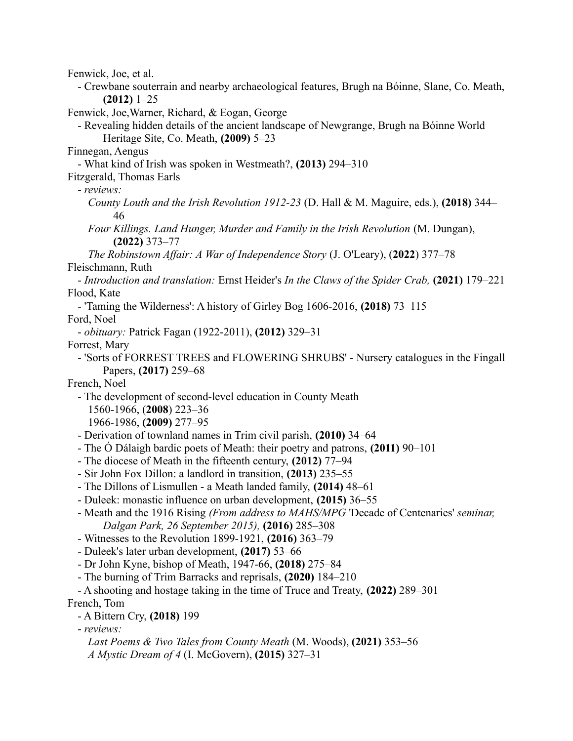Fenwick, Joe, et al.

- Crewbane souterrain and nearby archaeological features, Brugh na Bóinne, Slane, Co. Meath, **(2012)** 1–25

Fenwick, Joe,Warner, Richard, & Eogan, George

- Revealing hidden details of the ancient landscape of Newgrange, Brugh na Bóinne World Heritage Site, Co. Meath, **(2009)** 5–23

Finnegan, Aengus

- What kind of Irish was spoken in Westmeath?, **(2013)** 294–310

Fitzgerald, Thomas Earls

- *reviews:*
  - *County Louth and the Irish Revolution 1912-23* (D. Hall & M. Maguire, eds.), **(2018)** 344–46
  - *Four Killings. Land Hunger, Murder and Family in the Irish Revolution* (M. Dungan), **(2022)** 373–77
  - *The Robinstown Affair: A War of Independence Story* (J. O'Leary), (**2022**) 377–78

Fleischmann, Ruth

- *Introduction and translation:* Ernst Heider's *In the Claws of the Spider Crab,* **(2021)** 179–221

Flood, Kate

- 'Taming the Wilderness': A history of Girley Bog 1606-2016, **(2018)** 73–115

Ford, Noel

- *obituary:* Patrick Fagan (1922-2011), **(2012)** 329–31

Forrest, Mary

- 'Sorts of FORREST TREES and FLOWERING SHRUBS' - Nursery catalogues in the Fingall Papers, **(2017)** 259–68

French, Noel

- The development of second-level education in County Meath
  - 1560-1966, (**2008**) 223–36
  - 1966-1986, **(2009)** 277–95
- Derivation of townland names in Trim civil parish, **(2010)** 34–64
- The Ó Dálaigh bardic poets of Meath: their poetry and patrons, **(2011)** 90–101
- The diocese of Meath in the fifteenth century, **(2012)** 77–94
- Sir John Fox Dillon: a landlord in transition, **(2013)** 235–55
- The Dillons of Lismullen - a Meath landed family, **(2014)** 48–61
- Duleek: monastic influence on urban development, **(2015)** 36–55
- Meath and the 1916 Rising *(From address to MAHS/MPG* 'Decade of Centenaries' *seminar, Dalgan Park, 26 September 2015),* **(2016)** 285–308
- Witnesses to the Revolution 1899-1921, **(2016)** 363–79
- Duleek's later urban development, **(2017)** 53–66
- Dr John Kyne, bishop of Meath, 1947-66, **(2018)** 275–84
- The burning of Trim Barracks and reprisals, **(2020)** 184–210
- A shooting and hostage taking in the time of Truce and Treaty, **(2022)** 289–301

French, Tom

- A Bittern Cry, **(2018)** 199
- *reviews:*
  - *Last Poems & Two Tales from County Meath* (M. Woods), **(2021)** 353–56
  - *A Mystic Dream of 4* (I. McGovern), **(2015)** 327–31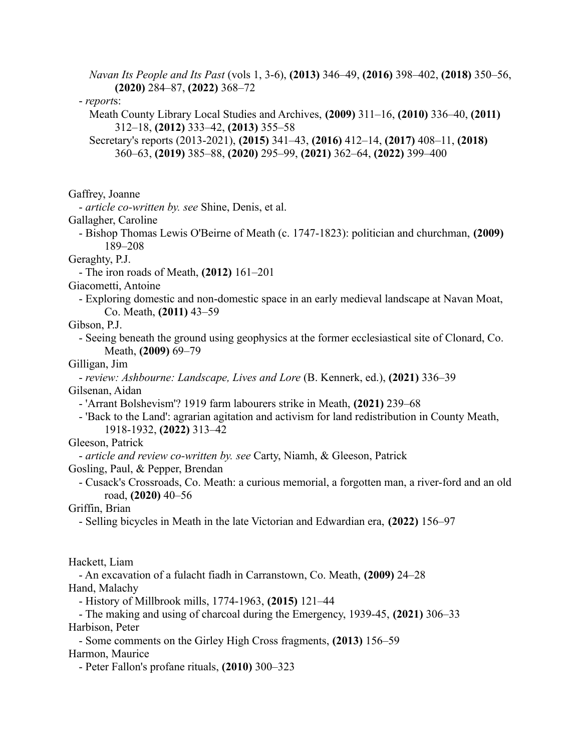*Navan Its People and Its Past* (vols 1, 3-6), **(2013)** 346–49, **(2016)** 398–402, **(2018)** 350–56, **(2020)** 284–87, **(2022)** 368–72

- *reports*:
  - Meath County Library Local Studies and Archives, **(2009)** 311–16, **(2010)** 336–40, **(2011)** 312–18, **(2012)** 333–42, **(2013)** 355–58
  - Secretary's reports (2013-2021), **(2015)** 341–43, **(2016)** 412–14, **(2017)** 408–11, **(2018)** 360–63, **(2019)** 385–88, **(2020)** 295–99, **(2021)** 362–64, **(2022)** 399–400

Gaffrey, Joanne
- *article co-written by. see* Shine, Denis, et al.

Gallagher, Caroline
- Bishop Thomas Lewis O'Beirne of Meath (c. 1747-1823): politician and churchman, **(2009)** 189–208

Geraghty, P.J.
- The iron roads of Meath, **(2012)** 161–201

Giacometti, Antoine
- Exploring domestic and non-domestic space in an early medieval landscape at Navan Moat, Co. Meath, **(2011)** 43–59

Gibson, P.J.
- Seeing beneath the ground using geophysics at the former ecclesiastical site of Clonard, Co. Meath, **(2009)** 69–79

Gilligan, Jim
- *review: Ashbourne: Landscape, Lives and Lore* (B. Kennerk, ed.), **(2021)** 336–39

Gilsenan, Aidan
- 'Arrant Bolshevism'? 1919 farm labourers strike in Meath, **(2021)** 239–68
- 'Back to the Land': agrarian agitation and activism for land redistribution in County Meath, 1918-1932, **(2022)** 313–42

Gleeson, Patrick
- *article and review co-written by. see* Carty, Niamh, & Gleeson, Patrick

Gosling, Paul, & Pepper, Brendan
- Cusack's Crossroads, Co. Meath: a curious memorial, a forgotten man, a river-ford and an old road, **(2020)** 40–56

Griffin, Brian
- Selling bicycles in Meath in the late Victorian and Edwardian era, **(2022)** 156–97

Hackett, Liam
- An excavation of a fulacht fiadh in Carranstown, Co. Meath, **(2009)** 24–28

Hand, Malachy
- History of Millbrook mills, 1774-1963, **(2015)** 121–44
- The making and using of charcoal during the Emergency, 1939-45, **(2021)** 306–33

Harbison, Peter
- Some comments on the Girley High Cross fragments, **(2013)** 156–59

Harmon, Maurice
- Peter Fallon's profane rituals, **(2010)** 300–323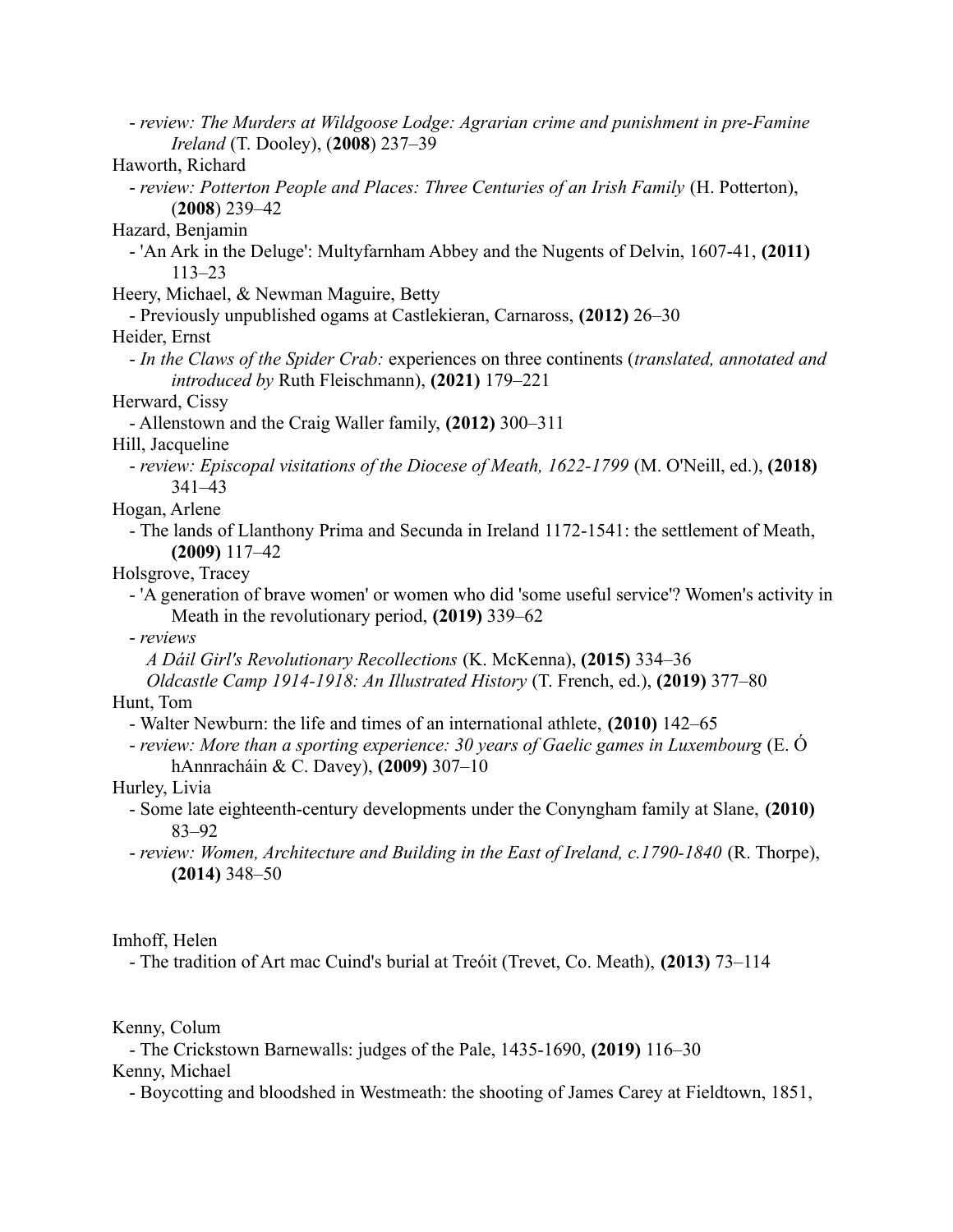- *review: The Murders at Wildgoose Lodge: Agrarian crime and punishment in pre-Famine Ireland* (T. Dooley), (**2008**) 237–39

Haworth, Richard

- *review: Potterton People and Places: Three Centuries of an Irish Family* (H. Potterton), (**2008**) 239–42

Hazard, Benjamin

- 'An Ark in the Deluge': Multyfarnham Abbey and the Nugents of Delvin, 1607-41, **(2011)** 113–23

Heery, Michael, & Newman Maguire, Betty

- Previously unpublished ogams at Castlekieran, Carnaross, **(2012)** 26–30

Heider, Ernst

- *In the Claws of the Spider Crab:* experiences on three continents (*translated, annotated and introduced by* Ruth Fleischmann), **(2021)** 179–221

Herward, Cissy

- Allenstown and the Craig Waller family, **(2012)** 300–311

Hill, Jacqueline

- *review: Episcopal visitations of the Diocese of Meath, 1622-1799* (M. O'Neill, ed.), **(2018)** 341–43

Hogan, Arlene

- The lands of Llanthony Prima and Secunda in Ireland 1172-1541: the settlement of Meath, **(2009)** 117–42

Holsgrove, Tracey

- 'A generation of brave women' or women who did 'some useful service'? Women's activity in Meath in the revolutionary period, **(2019)** 339–62
- *reviews*
  - *A Dáil Girl's Revolutionary Recollections* (K. McKenna), **(2015)** 334–36
  - *Oldcastle Camp 1914-1918: An Illustrated History* (T. French, ed.), **(2019)** 377–80

Hunt, Tom

- Walter Newburn: the life and times of an international athlete, **(2010)** 142–65
- *review: More than a sporting experience: 30 years of Gaelic games in Luxembourg* (E. Ó hAnnracháin & C. Davey), **(2009)** 307–10

Hurley, Livia

- Some late eighteenth-century developments under the Conyngham family at Slane, **(2010)** 83–92
- *review: Women, Architecture and Building in the East of Ireland, c.1790-1840* (R. Thorpe), **(2014)** 348–50

Imhoff, Helen

- The tradition of Art mac Cuind's burial at Treóit (Trevet, Co. Meath), **(2013)** 73–114

Kenny, Colum

- The Crickstown Barnewalls: judges of the Pale, 1435-1690, **(2019)** 116–30

Kenny, Michael

- Boycotting and bloodshed in Westmeath: the shooting of James Carey at Fieldtown, 1851,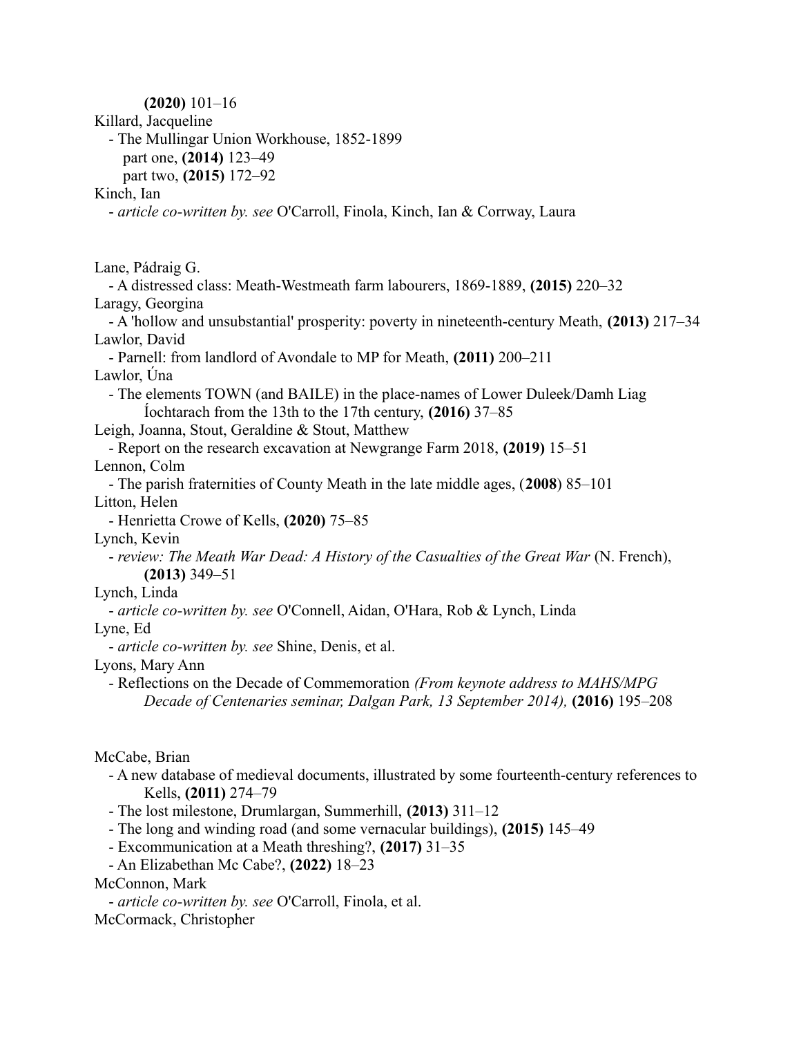**(2020)** 101–16

Killard, Jacqueline

- The Mullingar Union Workhouse, 1852-1899
  - part one, **(2014)** 123–49
  - part two, **(2015)** 172–92

Kinch, Ian

- *article co-written by. see* O'Carroll, Finola, Kinch, Ian & Corrway, Laura

Lane, Pádraig G.

- A distressed class: Meath-Westmeath farm labourers, 1869-1889, **(2015)** 220–32

Laragy, Georgina

- A 'hollow and unsubstantial' prosperity: poverty in nineteenth-century Meath, **(2013)** 217–34

Lawlor, David

- Parnell: from landlord of Avondale to MP for Meath, **(2011)** 200–211

Lawlor, Úna

- The elements TOWN (and BAILE) in the place-names of Lower Duleek/Damh Liag Íochtarach from the 13th to the 17th century, **(2016)** 37–85

Leigh, Joanna, Stout, Geraldine & Stout, Matthew

- Report on the research excavation at Newgrange Farm 2018, **(2019)** 15–51

Lennon, Colm

- The parish fraternities of County Meath in the late middle ages, (**2008**) 85–101

Litton, Helen

- Henrietta Crowe of Kells, **(2020)** 75–85

Lynch, Kevin

- *review: The Meath War Dead: A History of the Casualties of the Great War* (N. French), **(2013)** 349–51

Lynch, Linda

- *article co-written by. see* O'Connell, Aidan, O'Hara, Rob & Lynch, Linda

Lyne, Ed

- *article co-written by. see* Shine, Denis, et al.

Lyons, Mary Ann

- Reflections on the Decade of Commemoration *(From keynote address to MAHS/MPG Decade of Centenaries seminar, Dalgan Park, 13 September 2014),* **(2016)** 195–208

McCabe, Brian

- A new database of medieval documents, illustrated by some fourteenth-century references to Kells, **(2011)** 274–79
- The lost milestone, Drumlargan, Summerhill, **(2013)** 311–12
- The long and winding road (and some vernacular buildings), **(2015)** 145–49
- Excommunication at a Meath threshing?, **(2017)** 31–35
- An Elizabethan Mc Cabe?, **(2022)** 18–23

McConnon, Mark

- *article co-written by. see* O'Carroll, Finola, et al.

McCormack, Christopher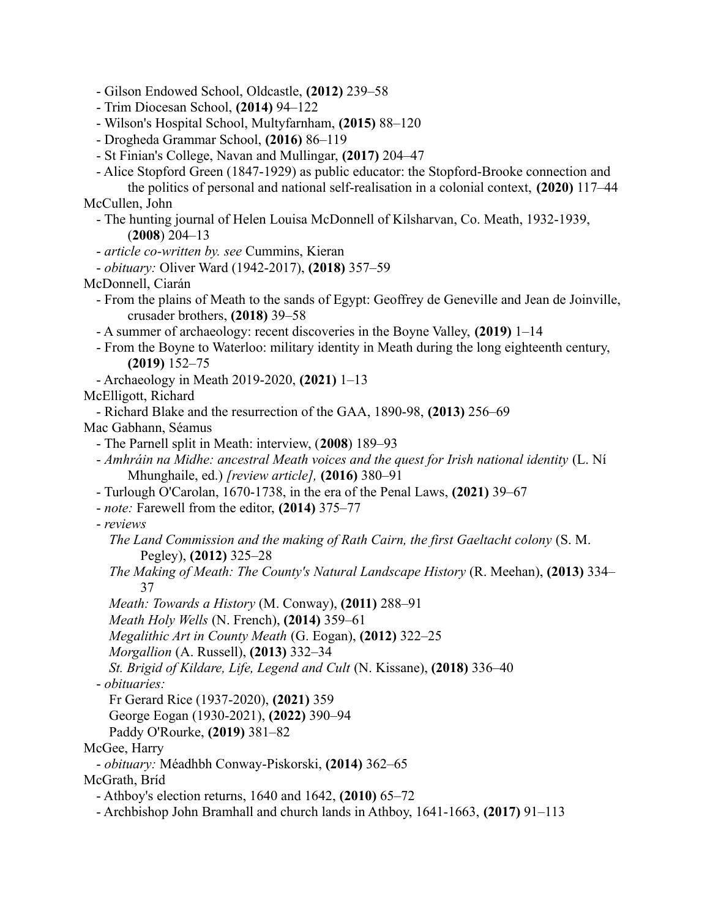- Gilson Endowed School, Oldcastle, **(2012)** 239–58
- Trim Diocesan School, **(2014)** 94–122
- Wilson's Hospital School, Multyfarnham, **(2015)** 88–120
- Drogheda Grammar School, **(2016)** 86–119
- St Finian's College, Navan and Mullingar, **(2017)** 204–47
- Alice Stopford Green (1847-1929) as public educator: the Stopford-Brooke connection and the politics of personal and national self-realisation in a colonial context, **(2020)** 117–44

McCullen, John
- The hunting journal of Helen Louisa McDonnell of Kilsharvan, Co. Meath, 1932-1939, (**2008**) 204–13
- *article co-written by. see* Cummins, Kieran
- *obituary:* Oliver Ward (1942-2017), **(2018)** 357–59

McDonnell, Ciarán
- From the plains of Meath to the sands of Egypt: Geoffrey de Geneville and Jean de Joinville, crusader brothers, **(2018)** 39–58
- A summer of archaeology: recent discoveries in the Boyne Valley, **(2019)** 1–14
- From the Boyne to Waterloo: military identity in Meath during the long eighteenth century, **(2019)** 152–75
- Archaeology in Meath 2019-2020, **(2021)** 1–13

McElligott, Richard
- Richard Blake and the resurrection of the GAA, 1890-98, **(2013)** 256–69

Mac Gabhann, Séamus
- The Parnell split in Meath: interview, (**2008**) 189–93
- *Amhráin na Midhe: ancestral Meath voices and the quest for Irish national identity* (L. Ní Mhunghaile, ed.) *[review article],* **(2016)** 380–91
- Turlough O'Carolan, 1670-1738, in the era of the Penal Laws, **(2021)** 39–67
- *note:* Farewell from the editor, **(2014)** 375–77
- *reviews*
  - *The Land Commission and the making of Rath Cairn, the first Gaeltacht colony* (S. M. Pegley), **(2012)** 325–28
  - *The Making of Meath: The County's Natural Landscape History* (R. Meehan), **(2013)** 334–37
  - *Meath: Towards a History* (M. Conway), **(2011)** 288–91
  - *Meath Holy Wells* (N. French), **(2014)** 359–61
  - *Megalithic Art in County Meath* (G. Eogan), **(2012)** 322–25
  - *Morgallion* (A. Russell), **(2013)** 332–34
  - *St. Brigid of Kildare, Life, Legend and Cult* (N. Kissane), **(2018)** 336–40
- *obituaries:*
  - Fr Gerard Rice (1937-2020), **(2021)** 359
  - George Eogan (1930-2021), **(2022)** 390–94
  - Paddy O'Rourke, **(2019)** 381–82

McGee, Harry
- *obituary:* Méadhbh Conway-Piskorski, **(2014)** 362–65

McGrath, Bríd
- Athboy's election returns, 1640 and 1642, **(2010)** 65–72
- Archbishop John Bramhall and church lands in Athboy, 1641-1663, **(2017)** 91–113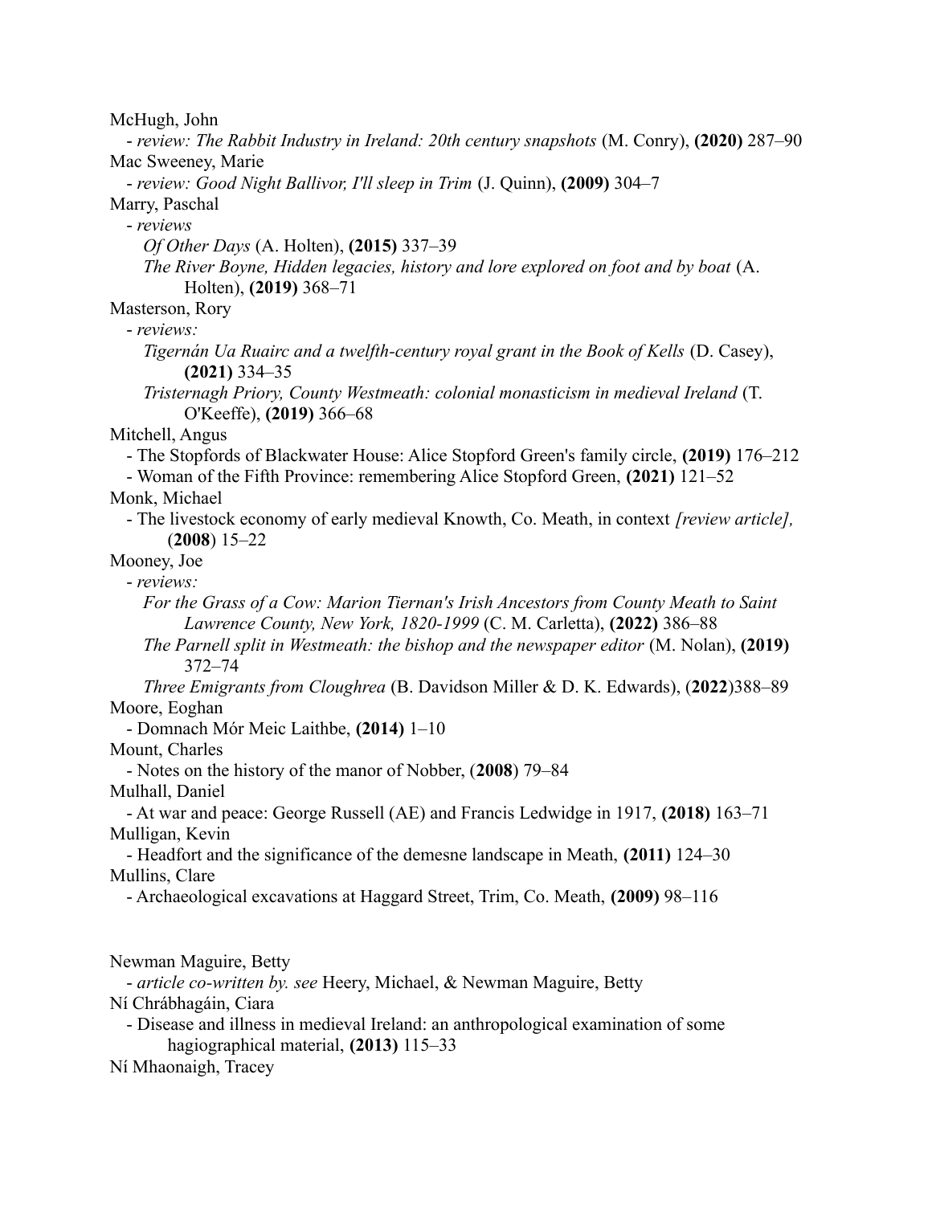McHugh, John

- *review: The Rabbit Industry in Ireland: 20th century snapshots* (M. Conry), **(2020)** 287–90

Mac Sweeney, Marie

- *review: Good Night Ballivor, I'll sleep in Trim* (J. Quinn), **(2009)** 304–7

Marry, Paschal

- *reviews*
  - *Of Other Days* (A. Holten), **(2015)** 337–39
  - *The River Boyne, Hidden legacies, history and lore explored on foot and by boat* (A. Holten), **(2019)** 368–71

Masterson, Rory

- *reviews:*
  - *Tigernán Ua Ruairc and a twelfth-century royal grant in the Book of Kells* (D. Casey), **(2021)** 334–35
  - *Tristernagh Priory, County Westmeath: colonial monasticism in medieval Ireland* (T. O'Keeffe), **(2019)** 366–68

Mitchell, Angus

- The Stopfords of Blackwater House: Alice Stopford Green's family circle, **(2019)** 176–212
- Woman of the Fifth Province: remembering Alice Stopford Green, **(2021)** 121–52

Monk, Michael

- The livestock economy of early medieval Knowth, Co. Meath, in context *[review article],* (**2008**) 15–22

Mooney, Joe

- *reviews:*
  - *For the Grass of a Cow: Marion Tiernan's Irish Ancestors from County Meath to Saint Lawrence County, New York, 1820-1999* (C. M. Carletta), **(2022)** 386–88
  - *The Parnell split in Westmeath: the bishop and the newspaper editor* (M. Nolan), **(2019)** 372–74
  - *Three Emigrants from Cloughrea* (B. Davidson Miller & D. K. Edwards), (**2022**)388–89

Moore, Eoghan

- Domnach Mór Meic Laithbe, **(2014)** 1–10

Mount, Charles

- Notes on the history of the manor of Nobber, (**2008**) 79–84

Mulhall, Daniel

- At war and peace: George Russell (AE) and Francis Ledwidge in 1917, **(2018)** 163–71

Mulligan, Kevin

- Headfort and the significance of the demesne landscape in Meath, **(2011)** 124–30

Mullins, Clare

- Archaeological excavations at Haggard Street, Trim, Co. Meath, **(2009)** 98–116

Newman Maguire, Betty

- *article co-written by. see* Heery, Michael, & Newman Maguire, Betty

Ní Chrábhagáin, Ciara

- Disease and illness in medieval Ireland: an anthropological examination of some hagiographical material, **(2013)** 115–33

Ní Mhaonaigh, Tracey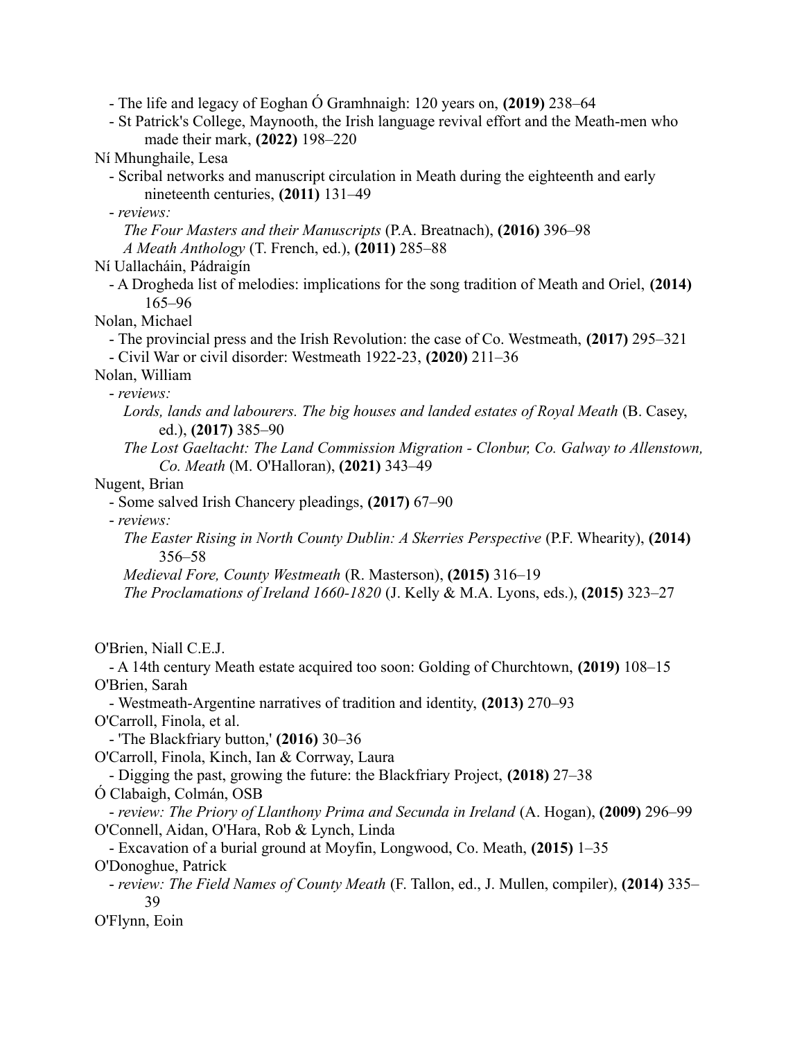- The life and legacy of Eoghan Ó Gramhnaigh: 120 years on, **(2019)** 238–64
- St Patrick's College, Maynooth, the Irish language revival effort and the Meath-men who made their mark, **(2022)** 198–220

Ní Mhunghaile, Lesa

- Scribal networks and manuscript circulation in Meath during the eighteenth and early nineteenth centuries, **(2011)** 131–49
- *reviews:*
  - *The Four Masters and their Manuscripts* (P.A. Breatnach), **(2016)** 396–98
  - *A Meath Anthology* (T. French, ed.), **(2011)** 285–88

Ní Uallacháin, Pádraigín

- A Drogheda list of melodies: implications for the song tradition of Meath and Oriel, **(2014)** 165–96

Nolan, Michael

- The provincial press and the Irish Revolution: the case of Co. Westmeath, **(2017)** 295–321
- Civil War or civil disorder: Westmeath 1922-23, **(2020)** 211–36

Nolan, William

- *reviews:*
  - *Lords, lands and labourers. The big houses and landed estates of Royal Meath* (B. Casey, ed.), **(2017)** 385–90
  - *The Lost Gaeltacht: The Land Commission Migration - Clonbur, Co. Galway to Allenstown, Co. Meath* (M. O'Halloran), **(2021)** 343–49

Nugent, Brian

- Some salved Irish Chancery pleadings, **(2017)** 67–90
- *reviews:*
  - *The Easter Rising in North County Dublin: A Skerries Perspective* (P.F. Whearity), **(2014)** 356–58
  - *Medieval Fore, County Westmeath* (R. Masterson), **(2015)** 316–19
  - *The Proclamations of Ireland 1660-1820* (J. Kelly & M.A. Lyons, eds.), **(2015)** 323–27

O'Brien, Niall C.E.J.

- A 14th century Meath estate acquired too soon: Golding of Churchtown, **(2019)** 108–15

O'Brien, Sarah

- Westmeath-Argentine narratives of tradition and identity, **(2013)** 270–93

O'Carroll, Finola, et al.

- 'The Blackfriary button,' **(2016)** 30–36

O'Carroll, Finola, Kinch, Ian & Corrway, Laura

- Digging the past, growing the future: the Blackfriary Project, **(2018)** 27–38

Ó Clabaigh, Colmán, OSB

- *review: The Priory of Llanthony Prima and Secunda in Ireland* (A. Hogan), **(2009)** 296–99

O'Connell, Aidan, O'Hara, Rob & Lynch, Linda

- Excavation of a burial ground at Moyfin, Longwood, Co. Meath, **(2015)** 1–35

O'Donoghue, Patrick

- *review: The Field Names of County Meath* (F. Tallon, ed., J. Mullen, compiler), **(2014)** 335–39

O'Flynn, Eoin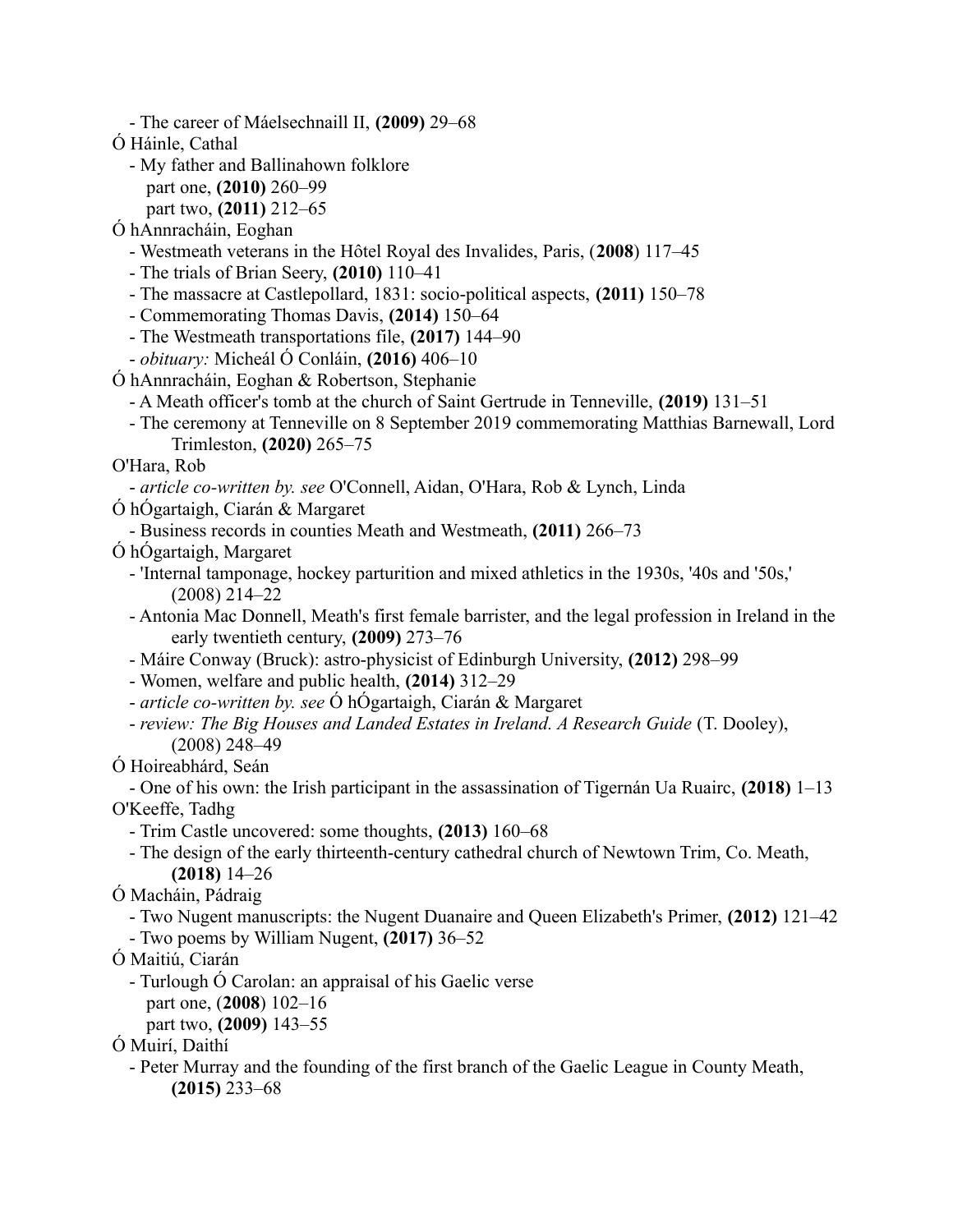- The career of Máelsechnaill II, **(2009)** 29–68

Ó Háinle, Cathal

- My father and Ballinahown folklore
  - part one, **(2010)** 260–99
  - part two, **(2011)** 212–65

Ó hAnnracháin, Eoghan

- Westmeath veterans in the Hôtel Royal des Invalides, Paris, (**2008**) 117–45
- The trials of Brian Seery, **(2010)** 110–41
- The massacre at Castlepollard, 1831: socio-political aspects, **(2011)** 150–78
- Commemorating Thomas Davis, **(2014)** 150–64
- The Westmeath transportations file, **(2017)** 144–90
- *obituary:* Micheál Ó Conláin, **(2016)** 406–10

Ó hAnnracháin, Eoghan & Robertson, Stephanie

- A Meath officer's tomb at the church of Saint Gertrude in Tenneville, **(2019)** 131–51
- The ceremony at Tenneville on 8 September 2019 commemorating Matthias Barnewall, Lord Trimleston, **(2020)** 265–75

O'Hara, Rob

- *article co-written by. see* O'Connell, Aidan, O'Hara, Rob & Lynch, Linda

Ó hÓgartaigh, Ciarán & Margaret

- Business records in counties Meath and Westmeath, **(2011)** 266–73

Ó hÓgartaigh, Margaret

- 'Internal tamponage, hockey parturition and mixed athletics in the 1930s, '40s and '50s,' (2008) 214–22
- Antonia Mac Donnell, Meath's first female barrister, and the legal profession in Ireland in the early twentieth century, **(2009)** 273–76
- Máire Conway (Bruck): astro-physicist of Edinburgh University, **(2012)** 298–99
- Women, welfare and public health, **(2014)** 312–29
- *article co-written by. see* Ó hÓgartaigh, Ciarán & Margaret
- *review: The Big Houses and Landed Estates in Ireland. A Research Guide* (T. Dooley), (2008) 248–49

Ó Hoireabhárd, Seán

- One of his own: the Irish participant in the assassination of Tigernán Ua Ruairc, **(2018)** 1–13

O'Keeffe, Tadhg

- Trim Castle uncovered: some thoughts, **(2013)** 160–68
- The design of the early thirteenth-century cathedral church of Newtown Trim, Co. Meath, **(2018)** 14–26

Ó Macháin, Pádraig

- Two Nugent manuscripts: the Nugent Duanaire and Queen Elizabeth's Primer, **(2012)** 121–42
- Two poems by William Nugent, **(2017)** 36–52

Ó Maitiú, Ciarán

- Turlough Ó Carolan: an appraisal of his Gaelic verse
  - part one, (**2008**) 102–16
  - part two, **(2009)** 143–55

Ó Muirí, Daithí

- Peter Murray and the founding of the first branch of the Gaelic League in County Meath, **(2015)** 233–68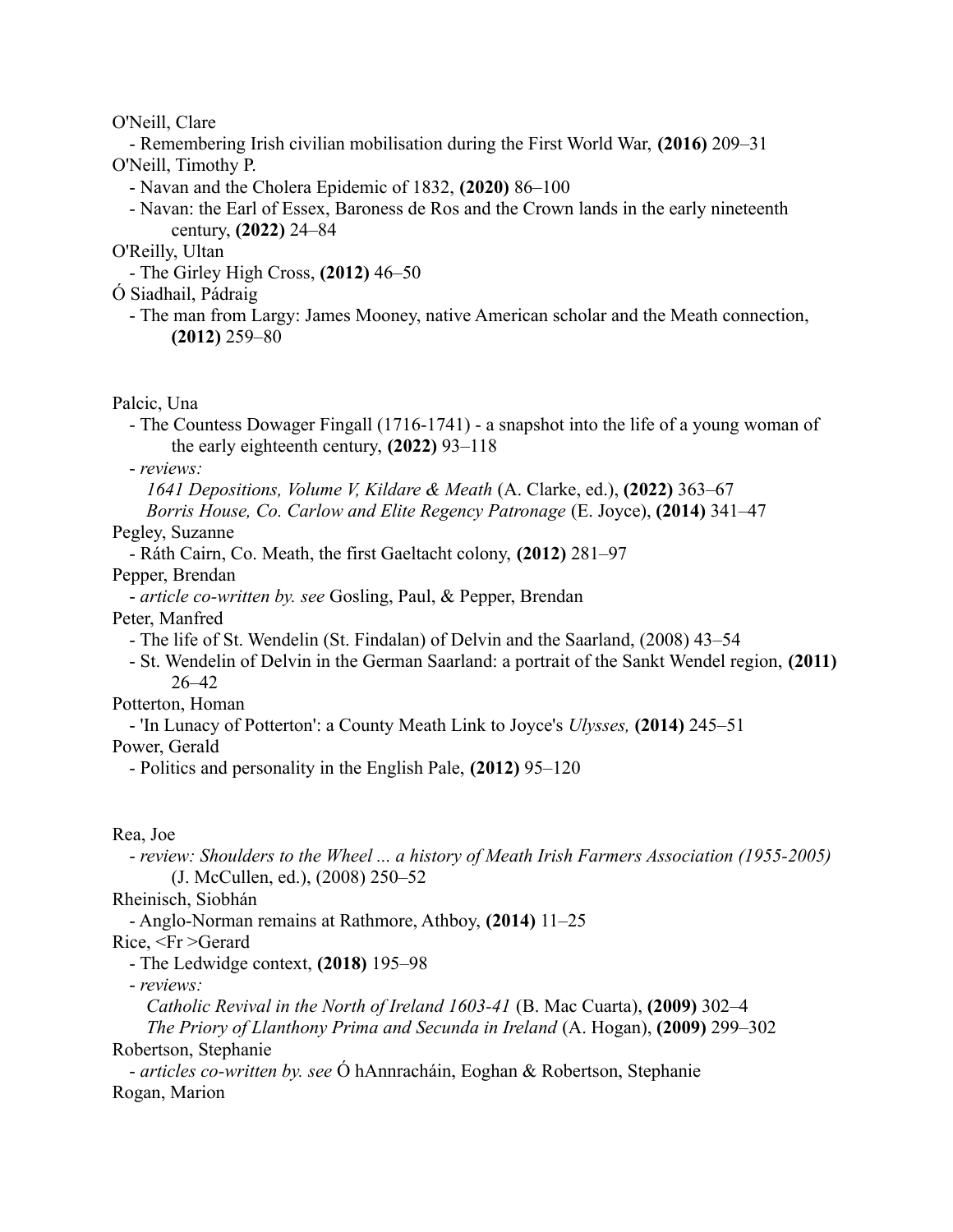O'Neill, Clare

- Remembering Irish civilian mobilisation during the First World War, **(2016)** 209–31

O'Neill, Timothy P.

- Navan and the Cholera Epidemic of 1832, **(2020)** 86–100
- Navan: the Earl of Essex, Baroness de Ros and the Crown lands in the early nineteenth century, **(2022)** 24–84

O'Reilly, Ultan

- The Girley High Cross, **(2012)** 46–50

Ó Siadhail, Pádraig

- The man from Largy: James Mooney, native American scholar and the Meath connection, **(2012)** 259–80

Palcic, Una

- The Countess Dowager Fingall (1716-1741) - a snapshot into the life of a young woman of the early eighteenth century, **(2022)** 93–118
- *reviews:*
  *1641 Depositions, Volume V, Kildare & Meath* (A. Clarke, ed.), **(2022)** 363–67
  *Borris House, Co. Carlow and Elite Regency Patronage* (E. Joyce), **(2014)** 341–47

Pegley, Suzanne

- Ráth Cairn, Co. Meath, the first Gaeltacht colony, **(2012)** 281–97

Pepper, Brendan

- *article co-written by. see* Gosling, Paul, & Pepper, Brendan

Peter, Manfred

- The life of St. Wendelin (St. Findalan) of Delvin and the Saarland, (2008) 43–54
- St. Wendelin of Delvin in the German Saarland: a portrait of the Sankt Wendel region, **(2011)** 26–42

Potterton, Homan

- 'In Lunacy of Potterton': a County Meath Link to Joyce's *Ulysses,* **(2014)** 245–51

Power, Gerald

- Politics and personality in the English Pale, **(2012)** 95–120

Rea, Joe

- *review: Shoulders to the Wheel ... a history of Meath Irish Farmers Association (1955-2005)* (J. McCullen, ed.), (2008) 250–52

Rheinisch, Siobhán

- Anglo-Norman remains at Rathmore, Athboy, **(2014)** 11–25

Rice, <Fr >Gerard

- The Ledwidge context, **(2018)** 195–98
- *reviews:*
  *Catholic Revival in the North of Ireland 1603-41* (B. Mac Cuarta), **(2009)** 302–4
  *The Priory of Llanthony Prima and Secunda in Ireland* (A. Hogan), **(2009)** 299–302

Robertson, Stephanie

- *articles co-written by. see* Ó hAnnracháin, Eoghan & Robertson, Stephanie

Rogan, Marion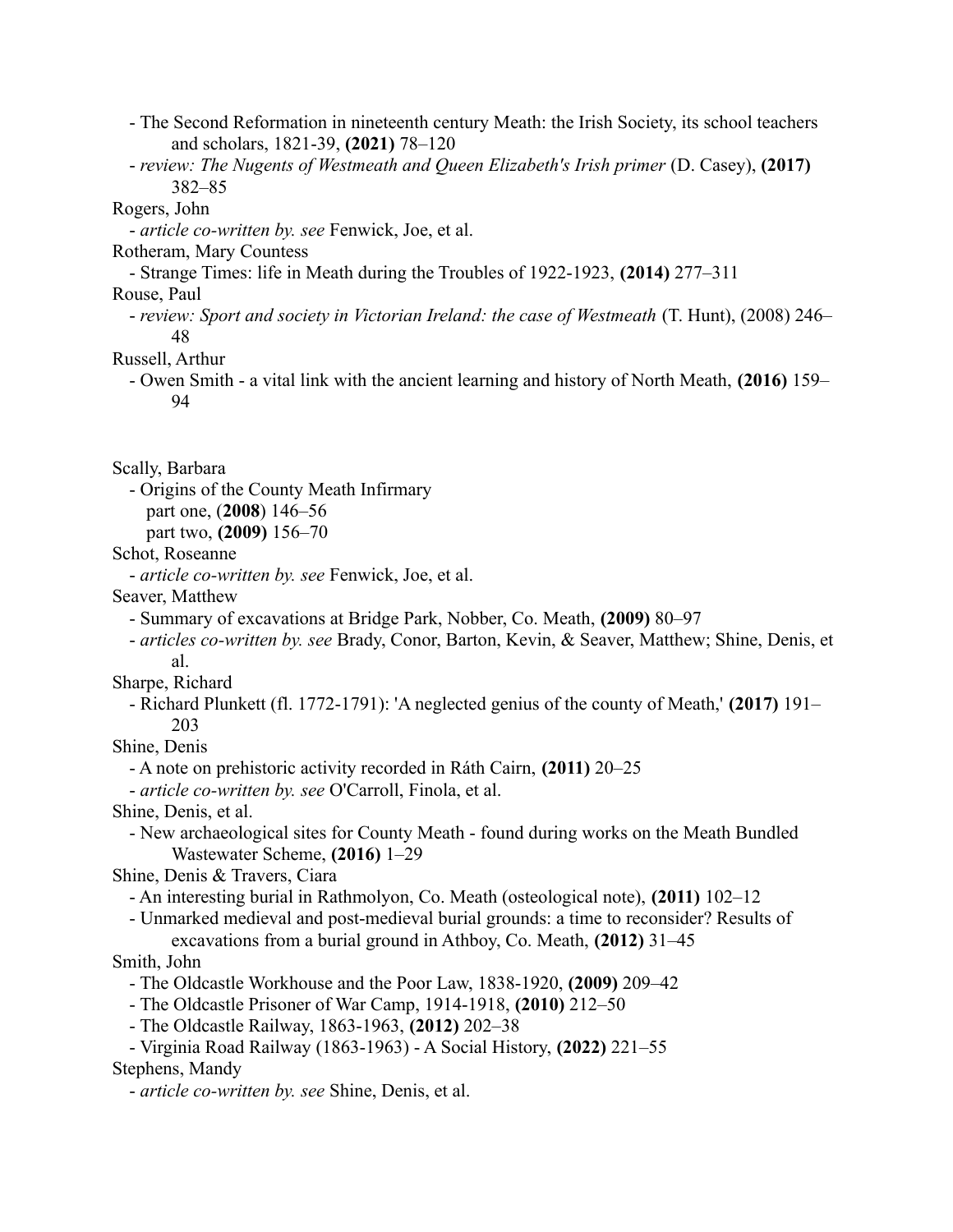- The Second Reformation in nineteenth century Meath: the Irish Society, its school teachers and scholars, 1821-39, **(2021)** 78–120
- *review: The Nugents of Westmeath and Queen Elizabeth's Irish primer* (D. Casey), **(2017)** 382–85

Rogers, John
- *article co-written by. see* Fenwick, Joe, et al.

Rotheram, Mary Countess
- Strange Times: life in Meath during the Troubles of 1922-1923, **(2014)** 277–311

Rouse, Paul
- *review: Sport and society in Victorian Ireland: the case of Westmeath* (T. Hunt), (2008) 246–48

Russell, Arthur
- Owen Smith - a vital link with the ancient learning and history of North Meath, **(2016)** 159–94

Scally, Barbara
- Origins of the County Meath Infirmary
  - part one, (**2008**) 146–56
  - part two, **(2009)** 156–70

Schot, Roseanne
- *article co-written by. see* Fenwick, Joe, et al.

Seaver, Matthew
- Summary of excavations at Bridge Park, Nobber, Co. Meath, **(2009)** 80–97
- *articles co-written by. see* Brady, Conor, Barton, Kevin, & Seaver, Matthew; Shine, Denis, et al.

Sharpe, Richard
- Richard Plunkett (fl. 1772-1791): 'A neglected genius of the county of Meath,' **(2017)** 191–203

Shine, Denis
- A note on prehistoric activity recorded in Ráth Cairn, **(2011)** 20–25
- *article co-written by. see* O'Carroll, Finola, et al.

Shine, Denis, et al.
- New archaeological sites for County Meath - found during works on the Meath Bundled Wastewater Scheme, **(2016)** 1–29

Shine, Denis & Travers, Ciara
- An interesting burial in Rathmolyon, Co. Meath (osteological note), **(2011)** 102–12
- Unmarked medieval and post-medieval burial grounds: a time to reconsider? Results of excavations from a burial ground in Athboy, Co. Meath, **(2012)** 31–45

Smith, John
- The Oldcastle Workhouse and the Poor Law, 1838-1920, **(2009)** 209–42
- The Oldcastle Prisoner of War Camp, 1914-1918, **(2010)** 212–50
- The Oldcastle Railway, 1863-1963, **(2012)** 202–38
- Virginia Road Railway (1863-1963) - A Social History, **(2022)** 221–55

Stephens, Mandy
- *article co-written by. see* Shine, Denis, et al.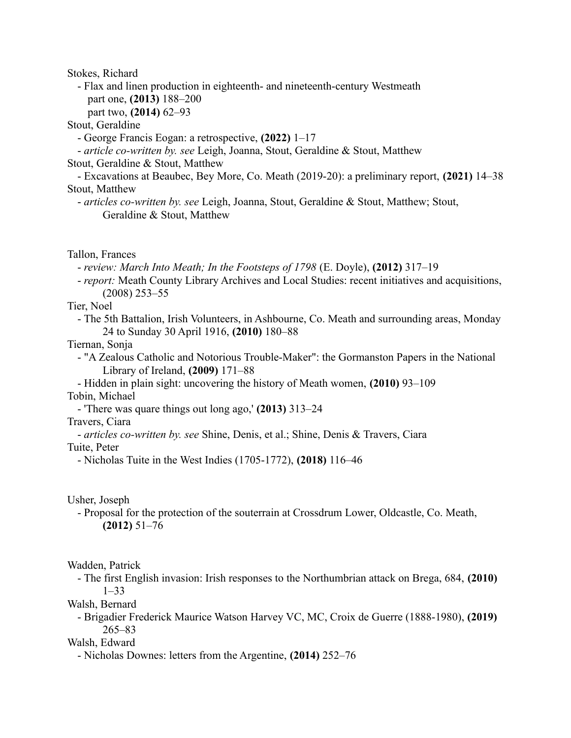Stokes, Richard

- Flax and linen production in eighteenth- and nineteenth-century Westmeath
  - part one, **(2013)** 188–200
  - part two, **(2014)** 62–93

Stout, Geraldine

- George Francis Eogan: a retrospective, **(2022)** 1–17
- *article co-written by. see* Leigh, Joanna, Stout, Geraldine & Stout, Matthew

Stout, Geraldine & Stout, Matthew

- Excavations at Beaubec, Bey More, Co. Meath (2019-20): a preliminary report, **(2021)** 14–38

Stout, Matthew

- *articles co-written by. see* Leigh, Joanna, Stout, Geraldine & Stout, Matthew; Stout, Geraldine & Stout, Matthew

Tallon, Frances

- *review: March Into Meath; In the Footsteps of 1798* (E. Doyle), **(2012)** 317–19
- *report:* Meath County Library Archives and Local Studies: recent initiatives and acquisitions, (2008) 253–55

Tier, Noel

- The 5th Battalion, Irish Volunteers, in Ashbourne, Co. Meath and surrounding areas, Monday 24 to Sunday 30 April 1916, **(2010)** 180–88

Tiernan, Sonja

- "A Zealous Catholic and Notorious Trouble-Maker": the Gormanston Papers in the National Library of Ireland, **(2009)** 171–88
- Hidden in plain sight: uncovering the history of Meath women, **(2010)** 93–109

Tobin, Michael

- 'There was quare things out long ago,' **(2013)** 313–24

Travers, Ciara

- *articles co-written by. see* Shine, Denis, et al.; Shine, Denis & Travers, Ciara

Tuite, Peter

- Nicholas Tuite in the West Indies (1705-1772), **(2018)** 116–46

Usher, Joseph

- Proposal for the protection of the souterrain at Crossdrum Lower, Oldcastle, Co. Meath, **(2012)** 51–76

Wadden, Patrick

- The first English invasion: Irish responses to the Northumbrian attack on Brega, 684, **(2010)** 1–33

Walsh, Bernard

- Brigadier Frederick Maurice Watson Harvey VC, MC, Croix de Guerre (1888-1980), **(2019)** 265–83

Walsh, Edward

- Nicholas Downes: letters from the Argentine, **(2014)** 252–76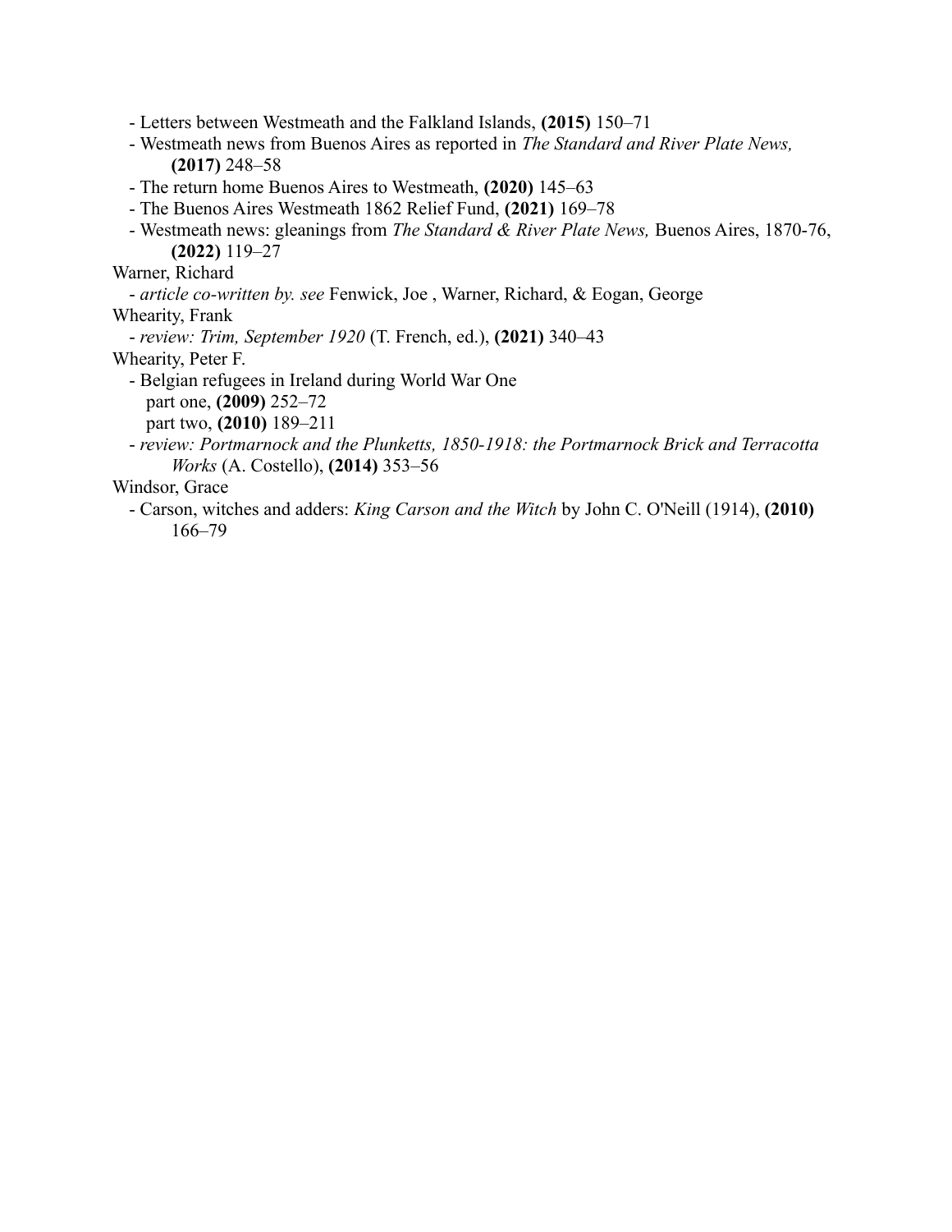- Letters between Westmeath and the Falkland Islands, **(2015)** 150–71
- Westmeath news from Buenos Aires as reported in *The Standard and River Plate News,* **(2017)** 248–58
- The return home Buenos Aires to Westmeath, **(2020)** 145–63
- The Buenos Aires Westmeath 1862 Relief Fund, **(2021)** 169–78
- Westmeath news: gleanings from *The Standard & River Plate News,* Buenos Aires, 1870-76, **(2022)** 119–27

Warner, Richard

- *article co-written by. see* Fenwick, Joe , Warner, Richard, & Eogan, George

Whearity, Frank

- *review: Trim, September 1920* (T. French, ed.), **(2021)** 340–43

Whearity, Peter F.

- Belgian refugees in Ireland during World War One
  part one, **(2009)** 252–72
  part two, **(2010)** 189–211
- *review: Portmarnock and the Plunketts, 1850-1918: the Portmarnock Brick and Terracotta Works* (A. Costello), **(2014)** 353–56

Windsor, Grace

- Carson, witches and adders: *King Carson and the Witch* by John C. O'Neill (1914), **(2010)** 166–79